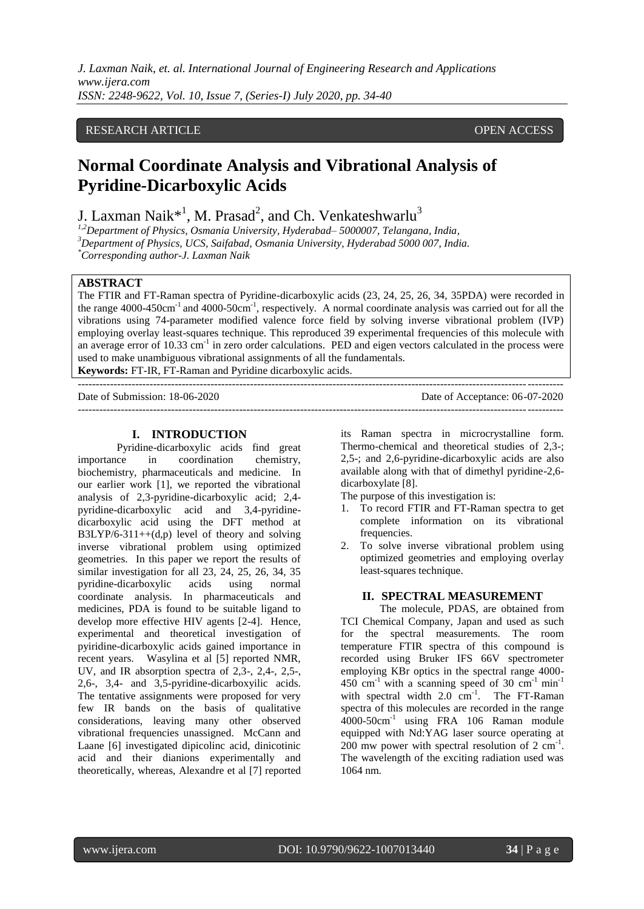RESEARCH ARTICLE OPEN ACCESS

# Normal Coordinate Analysis and Vibrational Analysis of Pyridine-Dicarboxylic Acids

J. Laxman Naik*[1], M. Prasad[2], and Ch. Venkateshwarlu[3]

[1,2]Department of Physics, Osmania University, Hyderabad– 5000007, Telangana, India,
[3]Department of Physics, UCS, Saifabad, Osmania University, Hyderabad 5000 007, India.
*Corresponding author-J. Laxman Naik

**ABSTRACT**

The FTIR and FT-Raman spectra of Pyridine-dicarboxylic acids (23, 24, 25, 26, 34, 35PDA) were recorded in the range 4000-450cm$^{-1}$ and 4000-50cm$^{-1}$, respectively. A normal coordinate analysis was carried out for all the vibrations using 74-parameter modified valence force field by solving inverse vibrational problem (IVP) employing overlay least-squares technique. This reproduced 39 experimental frequencies of this molecule with an average error of 10.33 cm$^{-1}$ in zero order calculations. PED and eigen vectors calculated in the process were used to make unambiguous vibrational assignments of all the fundamentals.

**Keywords:** FT-IR, FT-Raman and Pyridine dicarboxylic acids.

---

Date of Submission: 18-06-2020 Date of Acceptance: 06-07-2020

---

## I. INTRODUCTION

Pyridine-dicarboxylic acids find great importance in coordination chemistry, biochemistry, pharmaceuticals and medicine. In our earlier work [1], we reported the vibrational analysis of 2,3-pyridine-dicarboxylic acid; 2,4-pyridine-dicarboxylic acid and 3,4-pyridine-dicarboxylic acid using the DFT method at B3LYP/6-311++(d,p) level of theory and solving inverse vibrational problem using optimized geometries. In this paper we report the results of similar investigation for all 23, 24, 25, 26, 34, 35 pyridine-dicarboxylic acids using normal coordinate analysis. In pharmaceuticals and medicines, PDA is found to be suitable ligand to develop more effective HIV agents [2-4]. Hence, experimental and theoretical investigation of pyiridine-dicarboxylic acids gained importance in recent years. Wasylina et al [5] reported NMR, UV, and IR absorption spectra of 2,3-, 2,4-, 2,5-, 2,6-, 3,4- and 3,5-pyridine-dicarboxyilic acids. The tentative assignments were proposed for very few IR bands on the basis of qualitative considerations, leaving many other observed vibrational frequencies unassigned. McCann and Laane [6] investigated dipicolinc acid, dinicotinic acid and their dianions experimentally and theoretically, whereas, Alexandre et al [7] reported its Raman spectra in microcrystalline form. Thermo-chemical and theoretical studies of 2,3-; 2,5-; and 2,6-pyridine-dicarboxylic acids are also available along with that of dimethyl pyridine-2,6-dicarboxylate [8].

The purpose of this investigation is:

1. To record FTIR and FT-Raman spectra to get complete information on its vibrational frequencies.
2. To solve inverse vibrational problem using optimized geometries and employing overlay least-squares technique.

## II. SPECTRAL MEASUREMENT

The molecule, PDAS, are obtained from TCI Chemical Company, Japan and used as such for the spectral measurements. The room temperature FTIR spectra of this compound is recorded using Bruker IFS 66V spectrometer employing KBr optics in the spectral range 4000-450 cm$^{-1}$ with a scanning speed of 30 cm$^{-1}$ min$^{-1}$ with spectral width 2.0 cm$^{-1}$. The FT-Raman spectra of this molecules are recorded in the range 4000-50cm$^{-1}$ using FRA 106 Raman module equipped with Nd:YAG laser source operating at 200 mw power with spectral resolution of 2 cm$^{-1}$. The wavelength of the exciting radiation used was 1064 nm.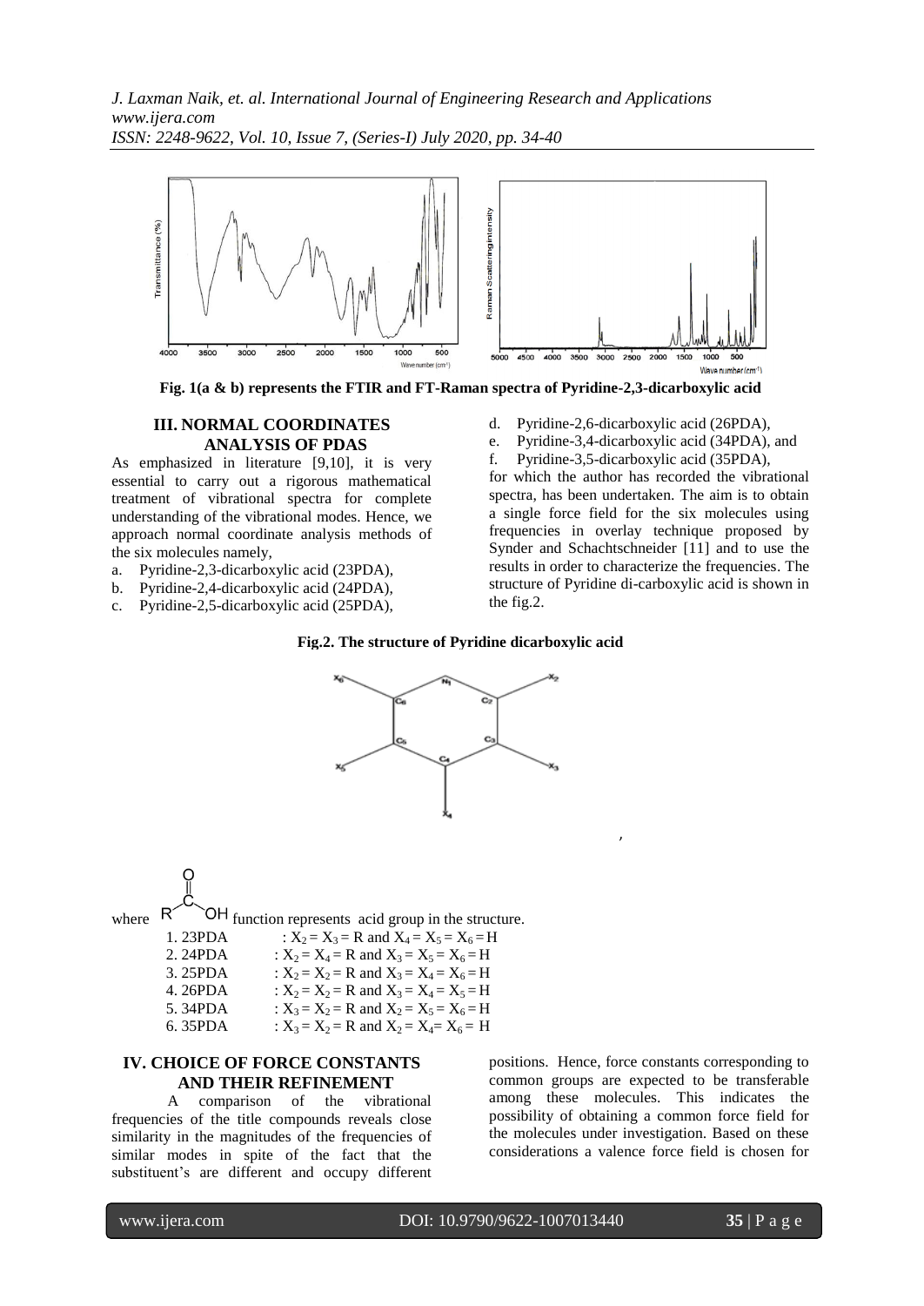Fig. 1(a & b) represents the FTIR and FT-Raman spectra of Pyridine-2,3-dicarboxylic acid

## III. NORMAL COORDINATES ANALYSIS OF PDAS

As emphasized in literature [9,10], it is very essential to carry out a rigorous mathematical treatment of vibrational spectra for complete understanding of the vibrational modes. Hence, we approach normal coordinate analysis methods of the six molecules namely,

a. Pyridine-2,3-dicarboxylic acid (23PDA),
b. Pyridine-2,4-dicarboxylic acid (24PDA),
c. Pyridine-2,5-dicarboxylic acid (25PDA),
d. Pyridine-2,6-dicarboxylic acid (26PDA),
e. Pyridine-3,4-dicarboxylic acid (34PDA), and
f. Pyridine-3,5-dicarboxylic acid (35PDA),

for which the author has recorded the vibrational spectra, has been undertaken. The aim is to obtain a single force field for the six molecules using frequencies in overlay technique proposed by Synder and Schachtschneider [11] and to use the results in order to characterize the frequencies. The structure of Pyridine di-carboxylic acid is shown in the fig.2.

**Fig.2. The structure of Pyridine dicarboxylic acid**

where R–C(=O)–OH function represents acid group in the structure.

1. 23PDA : $X_2 = X_3 = R$ and $X_4 = X_5 = X_6 = H$
2. 24PDA : $X_2 = X_4 = R$ and $X_3 = X_5 = X_6 = H$
3. 25PDA : $X_2 = X_2 = R$ and $X_3 = X_4 = X_6 = H$
4. 26PDA : $X_2 = X_2 = R$ and $X_3 = X_4 = X_5 = H$
5. 34PDA : $X_3 = X_2 = R$ and $X_2 = X_5 = X_6 = H$
6. 35PDA : $X_3 = X_2 = R$ and $X_2 = X_4 = X_6 = H$

## IV. CHOICE OF FORCE CONSTANTS AND THEIR REFINEMENT

A comparison of the vibrational frequencies of the title compounds reveals close similarity in the magnitudes of the frequencies of similar modes in spite of the fact that the substituent's are different and occupy different positions. Hence, force constants corresponding to common groups are expected to be transferable among these molecules. This indicates the possibility of obtaining a common force field for the molecules under investigation. Based on these considerations a valence force field is chosen for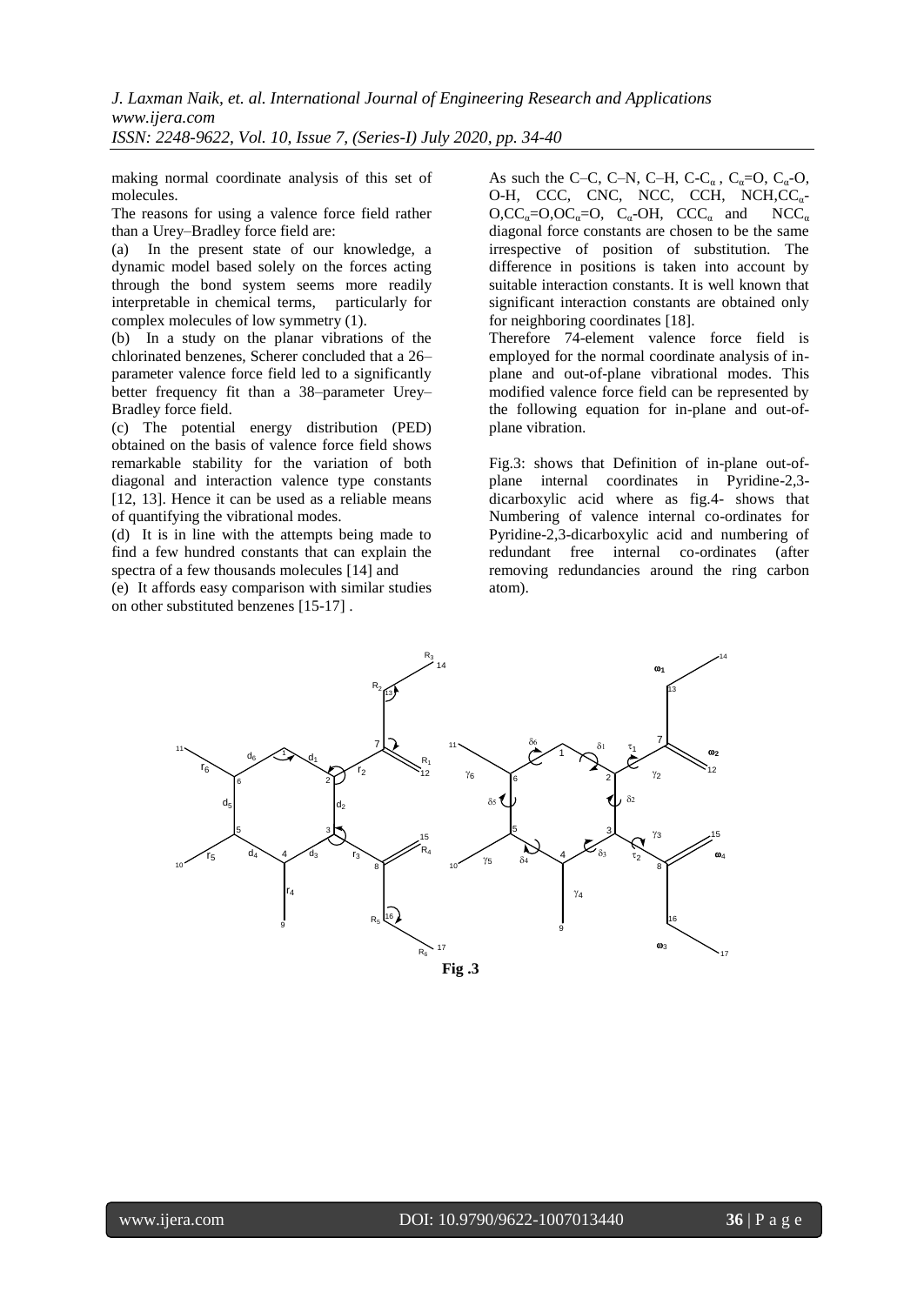making normal coordinate analysis of this set of molecules.

The reasons for using a valence force field rather than a Urey–Bradley force field are:

(a) In the present state of our knowledge, a dynamic model based solely on the forces acting through the bond system seems more readily interpretable in chemical terms, particularly for complex molecules of low symmetry (1).

(b) In a study on the planar vibrations of the chlorinated benzenes, Scherer concluded that a 26–parameter valence force field led to a significantly better frequency fit than a 38–parameter Urey–Bradley force field.

(c) The potential energy distribution (PED) obtained on the basis of valence force field shows remarkable stability for the variation of both diagonal and interaction valence type constants [12, 13]. Hence it can be used as a reliable means of quantifying the vibrational modes.

(d) It is in line with the attempts being made to find a few hundred constants that can explain the spectra of a few thousands molecules [14] and

(e) It affords easy comparison with similar studies on other substituted benzenes [15-17] .

As such the C–C, C–N, C–H, C-$C_\alpha$ , $C_\alpha$=O, $C_\alpha$-O, O-H, CCC, CNC, NCC, CCH, NCH,$CC_\alpha$-O,$CC_\alpha$=O,$OC_\alpha$=O, $C_\alpha$-OH, $CCC_\alpha$ and $NCC_\alpha$ diagonal force constants are chosen to be the same irrespective of position of substitution. The difference in positions is taken into account by suitable interaction constants. It is well known that significant interaction constants are obtained only for neighboring coordinates [18].

Therefore 74-element valence force field is employed for the normal coordinate analysis of in-plane and out-of-plane vibrational modes. This modified valence force field can be represented by the following equation for in-plane and out-of-plane vibration.

Fig.3: shows that Definition of in-plane out-of-plane internal coordinates in Pyridine-2,3-dicarboxylic acid where as fig.4- shows that Numbering of valence internal co-ordinates for Pyridine-2,3-dicarboxylic acid and numbering of redundant free internal co-ordinates (after removing redundancies around the ring carbon atom).

**Fig .3**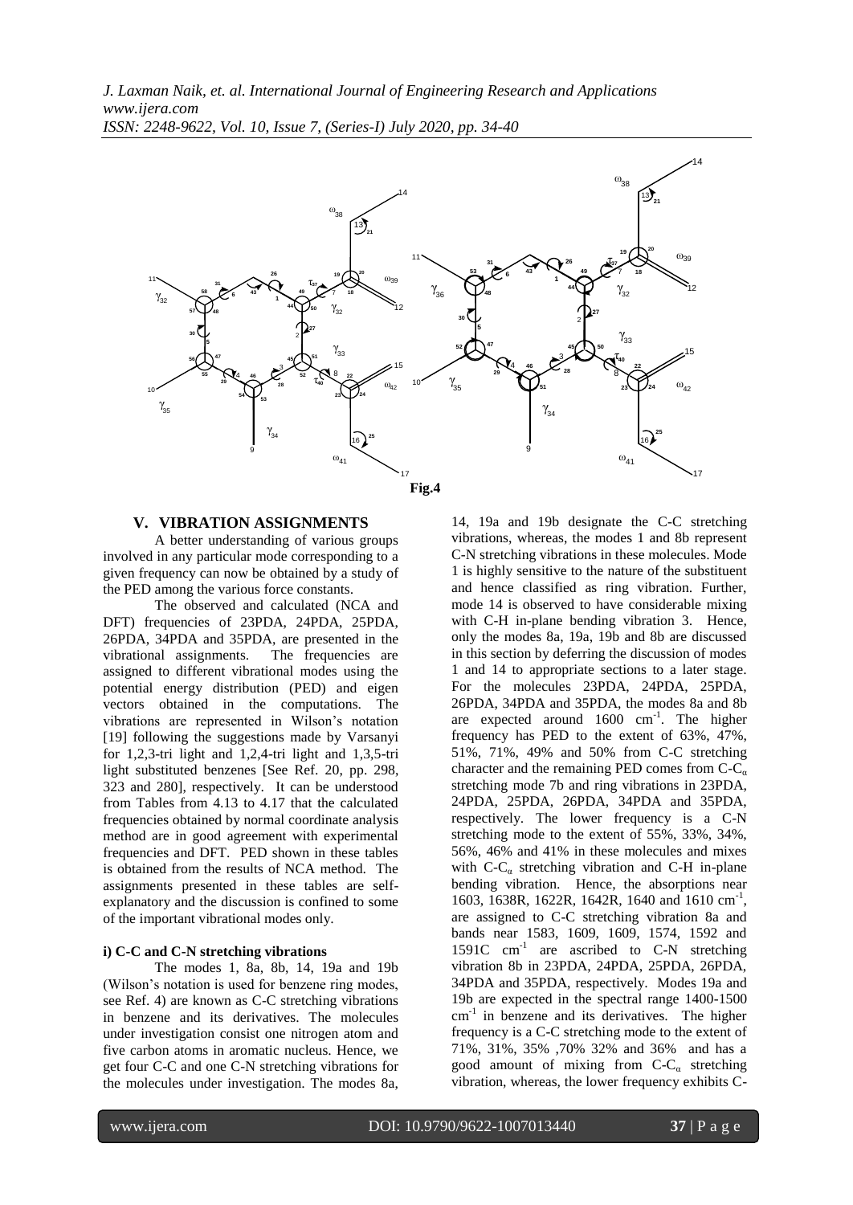Fig.4

## V. VIBRATION ASSIGNMENTS

A better understanding of various groups involved in any particular mode corresponding to a given frequency can now be obtained by a study of the PED among the various force constants.

The observed and calculated (NCA and DFT) frequencies of 23PDA, 24PDA, 25PDA, 26PDA, 34PDA and 35PDA, are presented in the vibrational assignments. The frequencies are assigned to different vibrational modes using the potential energy distribution (PED) and eigen vectors obtained in the computations. The vibrations are represented in Wilson's notation [19] following the suggestions made by Varsanyi for 1,2,3-tri light and 1,2,4-tri light and 1,3,5-tri light substituted benzenes [See Ref. 20, pp. 298, 323 and 280], respectively. It can be understood from Tables from 4.13 to 4.17 that the calculated frequencies obtained by normal coordinate analysis method are in good agreement with experimental frequencies and DFT. PED shown in these tables is obtained from the results of NCA method. The assignments presented in these tables are self-explanatory and the discussion is confined to some of the important vibrational modes only.

### i) C-C and C-N stretching vibrations

The modes 1, 8a, 8b, 14, 19a and 19b (Wilson's notation is used for benzene ring modes, see Ref. 4) are known as C-C stretching vibrations in benzene and its derivatives. The molecules under investigation consist one nitrogen atom and five carbon atoms in aromatic nucleus. Hence, we get four C-C and one C-N stretching vibrations for the molecules under investigation. The modes 8a, 14, 19a and 19b designate the C-C stretching vibrations, whereas, the modes 1 and 8b represent C-N stretching vibrations in these molecules. Mode 1 is highly sensitive to the nature of the substituent and hence classified as ring vibration. Further, mode 14 is observed to have considerable mixing with C-H in-plane bending vibration 3. Hence, only the modes 8a, 19a, 19b and 8b are discussed in this section by deferring the discussion of modes 1 and 14 to appropriate sections to a later stage. For the molecules 23PDA, 24PDA, 25PDA, 26PDA, 34PDA and 35PDA, the modes 8a and 8b are expected around 1600 $cm^{-1}$. The higher frequency has PED to the extent of 63%, 47%, 51%, 71%, 49% and 50% from C-C stretching character and the remaining PED comes from C-$C_\alpha$ stretching mode 7b and ring vibrations in 23PDA, 24PDA, 25PDA, 26PDA, 34PDA and 35PDA, respectively. The lower frequency is a C-N stretching mode to the extent of 55%, 33%, 34%, 56%, 46% and 41% in these molecules and mixes with C-$C_\alpha$ stretching vibration and C-H in-plane bending vibration. Hence, the absorptions near 1603, 1638R, 1622R, 1642R, 1640 and 1610 $cm^{-1}$, are assigned to C-C stretching vibration 8a and bands near 1583, 1609, 1609, 1574, 1592 and 1591C $cm^{-1}$ are ascribed to C-N stretching vibration 8b in 23PDA, 24PDA, 25PDA, 26PDA, 34PDA and 35PDA, respectively. Modes 19a and 19b are expected in the spectral range 1400-1500 $cm^{-1}$ in benzene and its derivatives. The higher frequency is a C-C stretching mode to the extent of 71%, 31%, 35% ,70% 32% and 36% and has a good amount of mixing from C-$C_\alpha$ stretching vibration, whereas, the lower frequency exhibits C-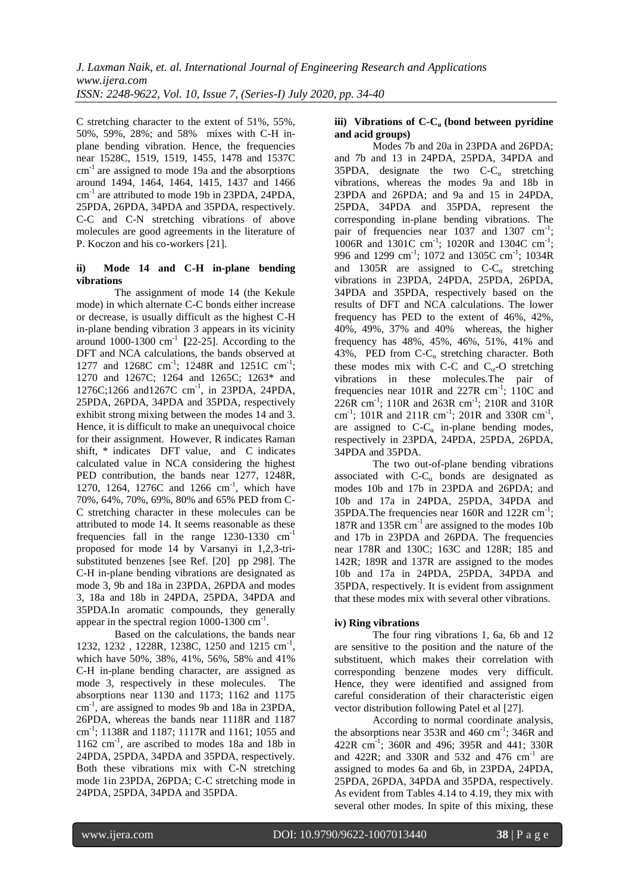C stretching character to the extent of 51%, 55%, 50%, 59%, 28%; and 58% mixes with C-H in-plane bending vibration. Hence, the frequencies near 1528C, 1519, 1519, 1455, 1478 and 1537C $cm^{-1}$ are assigned to mode 19a and the absorptions around 1494, 1464, 1464, 1415, 1437 and 1466 $cm^{-1}$ are attributed to mode 19b in 23PDA, 24PDA, 25PDA, 26PDA, 34PDA and 35PDA, respectively. C-C and C-N stretching vibrations of above molecules are good agreements in the literature of P. Koczon and his co-workers [21].

### ii) Mode 14 and C-H in-plane bending vibrations

The assignment of mode 14 (the Kekule mode) in which alternate C-C bonds either increase or decrease, is usually difficult as the highest C-H in-plane bending vibration 3 appears in its vicinity around 1000-1300 $cm^{-1}$ **[**22-25]. According to the DFT and NCA calculations, the bands observed at 1277 and 1268C $cm^{-1}$; 1248R and 1251C $cm^{-1}$; 1270 and 1267C; 1264 and 1265C; 1263* and 1276C;1266 and1267C $cm^{-1}$, in 23PDA, 24PDA, 25PDA, 26PDA, 34PDA and 35PDA, respectively exhibit strong mixing between the modes 14 and 3. Hence, it is difficult to make an unequivocal choice for their assignment. However, R indicates Raman shift, * indicates DFT value, and C indicates calculated value in NCA considering the highest PED contribution, the bands near 1277, 1248R, 1270, 1264, 1276C and 1266 $cm^{-1}$, which have 70%, 64%, 70%, 69%, 80% and 65% PED from C-C stretching character in these molecules can be attributed to mode 14. It seems reasonable as these frequencies fall in the range 1230-1330 $cm^{-1}$ proposed for mode 14 by Varsanyi in 1,2,3-tri-substituted benzenes [see Ref. [20] pp 298]. The C-H in-plane bending vibrations are designated as mode 3, 9b and 18a in 23PDA, 26PDA and modes 3, 18a and 18b in 24PDA, 25PDA, 34PDA and 35PDA.In aromatic compounds, they generally appear in the spectral region 1000-1300 $cm^{-1}$.

Based on the calculations, the bands near 1232, 1232 , 1228R, 1238C, 1250 and 1215 $cm^{-1}$, which have 50%, 38%, 41%, 56%, 58% and 41% C-H in-plane bending character, are assigned as mode 3, respectively in these molecules. The absorptions near 1130 and 1173; 1162 and 1175 $cm^{-1}$, are assigned to modes 9b and 18a in 23PDA, 26PDA, whereas the bands near 1118R and 1187 $cm^{-1}$; 1138R and 1187; 1117R and 1161; 1055 and 1162 $cm^{-1}$, are ascribed to modes 18a and 18b in 24PDA, 25PDA, 34PDA and 35PDA, respectively. Both these vibrations mix with C-N stretching mode 1in 23PDA, 26PDA; C-C stretching mode in 24PDA, 25PDA, 34PDA and 35PDA.

### iii) Vibrations of C-$C_\alpha$ (bond between pyridine and acid groups)

Modes 7b and 20a in 23PDA and 26PDA; and 7b and 13 in 24PDA, 25PDA, 34PDA and 35PDA, designate the two C-$C_\alpha$ stretching vibrations, whereas the modes 9a and 18b in 23PDA and 26PDA; and 9a and 15 in 24PDA, 25PDA, 34PDA and 35PDA, represent the corresponding in-plane bending vibrations. The pair of frequencies near 1037 and 1307 $cm^{-1}$; 1006R and 1301C $cm^{-1}$; 1020R and 1304C $cm^{-1}$; 996 and 1299 $cm^{-1}$; 1072 and 1305C $cm^{-1}$; 1034R and 1305R are assigned to C-$C_\alpha$ stretching vibrations in 23PDA, 24PDA, 25PDA, 26PDA, 34PDA and 35PDA, respectively based on the results of DFT and NCA calculations. The lower frequency has PED to the extent of 46%, 42%, 40%, 49%, 37% and 40% whereas, the higher frequency has 48%, 45%, 46%, 51%, 41% and 43%, PED from C-$C_\alpha$ stretching character. Both these modes mix with C-C and $C_\alpha$-O stretching vibrations in these molecules.The pair of frequencies near 101R and 227R $cm^{-1}$; 110C and 226R $cm^{-1}$; 110R and 263R $cm^{-1}$; 210R and 310R $cm^{-1}$; 101R and 211R $cm^{-1}$; 201R and 330R $cm^{-1}$, are assigned to C-$C_\alpha$ in-plane bending modes, respectively in 23PDA, 24PDA, 25PDA, 26PDA, 34PDA and 35PDA.

The two out-of-plane bending vibrations associated with C-$C_\alpha$ bonds are designated as modes 10b and 17b in 23PDA and 26PDA; and 10b and 17a in 24PDA, 25PDA, 34PDA and 35PDA.The frequencies near 160R and 122R $cm^{-1}$; 187R and 135R $cm^{-1}$ are assigned to the modes 10b and 17b in 23PDA and 26PDA. The frequencies near 178R and 130C; 163C and 128R; 185 and 142R; 189R and 137R are assigned to the modes 10b and 17a in 24PDA, 25PDA, 34PDA and 35PDA, respectively. It is evident from assignment that these modes mix with several other vibrations.

### iv) Ring vibrations

The four ring vibrations 1, 6a, 6b and 12 are sensitive to the position and the nature of the substituent, which makes their correlation with corresponding benzene modes very difficult. Hence, they were identified and assigned from careful consideration of their characteristic eigen vector distribution following Patel et al [27].

According to normal coordinate analysis, the absorptions near 353R and 460 $cm^{-1}$; 346R and 422R $cm^{-1}$; 360R and 496; 395R and 441; 330R and 422R; and 330R and 532 and 476 $cm^{-1}$ are assigned to modes 6a and 6b, in 23PDA, 24PDA, 25PDA, 26PDA, 34PDA and 35PDA, respectively. As evident from Tables 4.14 to 4.19, they mix with several other modes. In spite of this mixing, these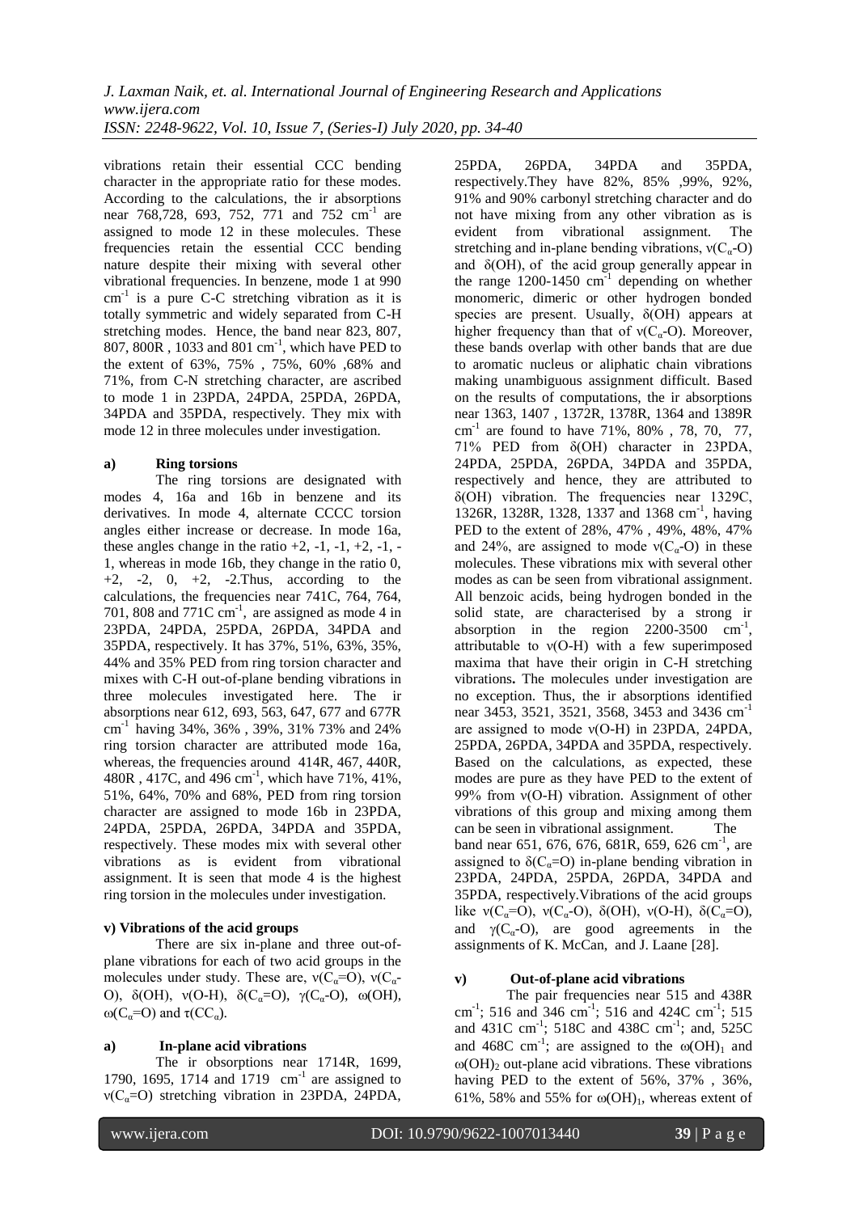vibrations retain their essential CCC bending character in the appropriate ratio for these modes. According to the calculations, the ir absorptions near 768,728, 693, 752, 771 and 752 $cm^{-1}$ are assigned to mode 12 in these molecules. These frequencies retain the essential CCC bending nature despite their mixing with several other vibrational frequencies. In benzene, mode 1 at 990 $cm^{-1}$ is a pure C-C stretching vibration as it is totally symmetric and widely separated from C-H stretching modes. Hence, the band near 823, 807, 807, 800R , 1033 and 801 $cm^{-1}$, which have PED to the extent of 63%, 75% , 75%, 60% ,68% and 71%, from C-N stretching character, are ascribed to mode 1 in 23PDA, 24PDA, 25PDA, 26PDA, 34PDA and 35PDA, respectively. They mix with mode 12 in three molecules under investigation.

**a) Ring torsions**

The ring torsions are designated with modes 4, 16a and 16b in benzene and its derivatives. In mode 4, alternate CCCC torsion angles either increase or decrease. In mode 16a, these angles change in the ratio +2, -1, -1, +2, -1, -1, whereas in mode 16b, they change in the ratio 0, +2, -2, 0, +2, -2.Thus, according to the calculations, the frequencies near 741C, 764, 764, 701, 808 and 771C $cm^{-1}$, are assigned as mode 4 in 23PDA, 24PDA, 25PDA, 26PDA, 34PDA and 35PDA, respectively. It has 37%, 51%, 63%, 35%, 44% and 35% PED from ring torsion character and mixes with C-H out-of-plane bending vibrations in three molecules investigated here. The ir absorptions near 612, 693, 563, 647, 677 and 677R $cm^{-1}$ having 34%, 36% , 39%, 31% 73% and 24% ring torsion character are attributed mode 16a, whereas, the frequencies around 414R, 467, 440R, 480R , 417C, and 496 $cm^{-1}$, which have 71%, 41%, 51%, 64%, 70% and 68%, PED from ring torsion character are assigned to mode 16b in 23PDA, 24PDA, 25PDA, 26PDA, 34PDA and 35PDA, respectively. These modes mix with several other vibrations as is evident from vibrational assignment. It is seen that mode 4 is the highest ring torsion in the molecules under investigation.

**v) Vibrations of the acid groups**

There are six in-plane and three out-of-plane vibrations for each of two acid groups in the molecules under study. These are, $\nu(C_\alpha$=O), $\nu(C_\alpha$-O), $\delta$(OH), $\nu$(O-H), $\delta(C_\alpha$=O), $\gamma(C_\alpha$-O), $\omega$(OH), $\omega(C_\alpha$=O) and $\tau(CC_\alpha)$.

**a) In-plane acid vibrations**

The ir obsorptions near 1714R, 1699, 1790, 1695, 1714 and 1719 $cm^{-1}$ are assigned to $\nu(C_\alpha$=O) stretching vibration in 23PDA, 24PDA, 25PDA, 26PDA, 34PDA and 35PDA, respectively.They have 82%, 85% ,99%, 92%, 91% and 90% carbonyl stretching character and do not have mixing from any other vibration as is evident from vibrational assignment. The stretching and in-plane bending vibrations, $\nu(C_\alpha$-O) and $\delta$(OH), of the acid group generally appear in the range 1200-1450 $cm^{-1}$ depending on whether monomeric, dimeric or other hydrogen bonded species are present. Usually, $\delta$(OH) appears at higher frequency than that of $\nu(C_\alpha$-O). Moreover, these bands overlap with other bands that are due to aromatic nucleus or aliphatic chain vibrations making unambiguous assignment difficult. Based on the results of computations, the ir absorptions near 1363, 1407 , 1372R, 1378R, 1364 and 1389R $cm^{-1}$ are found to have 71%, 80% , 78, 70, 77, 71% PED from $\delta$(OH) character in 23PDA, 24PDA, 25PDA, 26PDA, 34PDA and 35PDA, respectively and hence, they are attributed to $\delta$(OH) vibration. The frequencies near 1329C, 1326R, 1328R, 1328, 1337 and 1368 $cm^{-1}$, having PED to the extent of 28%, 47% , 49%, 48%, 47% and 24%, are assigned to mode $\nu(C_\alpha$-O) in these molecules. These vibrations mix with several other modes as can be seen from vibrational assignment. All benzoic acids, being hydrogen bonded in the solid state, are characterised by a strong ir absorption in the region 2200-3500 $cm^{-1}$, attributable to $\nu$(O-H) with a few superimposed maxima that have their origin in C-H stretching vibrations**.** The molecules under investigation are no exception. Thus, the ir absorptions identified near 3453, 3521, 3521, 3568, 3453 and 3436 $cm^{-1}$ are assigned to mode $\nu$(O-H) in 23PDA, 24PDA, 25PDA, 26PDA, 34PDA and 35PDA, respectively. Based on the calculations, as expected, these modes are pure as they have PED to the extent of 99% from $\nu$(O-H) vibration. Assignment of other vibrations of this group and mixing among them can be seen in vibrational assignment. The band near 651, 676, 676, 681R, 659, 626 $cm^{-1}$, are assigned to $\delta(C_\alpha$=O) in-plane bending vibration in 23PDA, 24PDA, 25PDA, 26PDA, 34PDA and 35PDA, respectively.Vibrations of the acid groups like $\nu(C_\alpha$=O), $\nu(C_\alpha$-O), $\delta$(OH), $\nu$(O-H), $\delta(C_\alpha$=O), and $\gamma(C_\alpha$-O), are good agreements in the assignments of K. McCan, and J. Laane [28].

**v) Out-of-plane acid vibrations**

The pair frequencies near 515 and 438R $cm^{-1}$; 516 and 346 $cm^{-1}$; 516 and 424C $cm^{-1}$; 515 and 431C $cm^{-1}$; 518C and 438C $cm^{-1}$; and, 525C and 468C $cm^{-1}$; are assigned to the $\omega(OH)_1$ and $\omega(OH)_2$ out-plane acid vibrations. These vibrations having PED to the extent of 56%, 37% , 36%, 61%, 58% and 55% for $\omega(OH)_1$, whereas extent of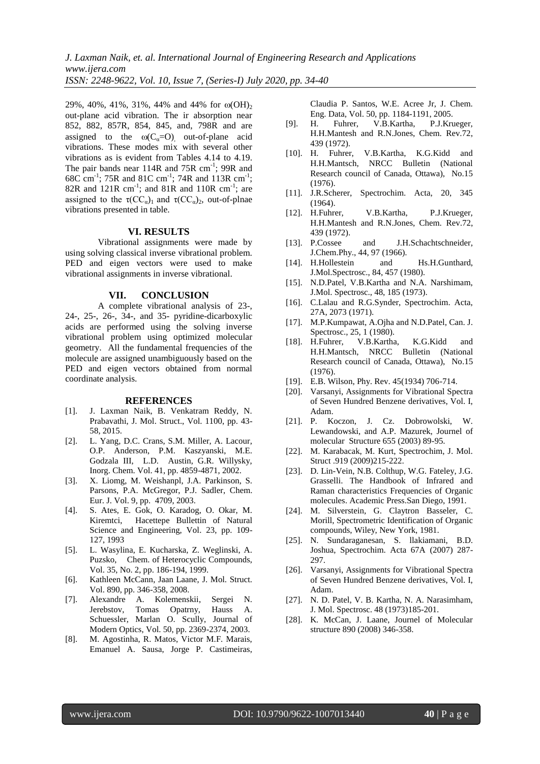29%, 40%, 41%, 31%, 44% and 44% for $\omega(OH)_2$ out-plane acid vibration. The ir absorption near 852, 882, 857R, 854, 845, and, 798R and are assigned to the $\omega(C_\alpha=O)$, out-of-plane acid vibrations. These modes mix with several other vibrations as is evident from Tables 4.14 to 4.19. The pair bands near 114R and 75R $cm^{-1}$; 99R and 68C $cm^{-1}$; 75R and 81C $cm^{-1}$; 74R and 113R $cm^{-1}$; 82R and 121R $cm^{-1}$; and 81R and 110R $cm^{-1}$; are assigned to the $\tau(CC_\alpha)_1$ and $\tau(CC_\alpha)_2$, out-of-plnae vibrations presented in table.

## VI. RESULTS

Vibrational assignments were made by using solving classical inverse vibrational problem. PED and eigen vectors were used to make vibrational assignments in inverse vibrational.

## VII. CONCLUSION

A complete vibrational analysis of 23-, 24-, 25-, 26-, 34-, and 35- pyridine-dicarboxylic acids are performed using the solving inverse vibrational problem using optimized molecular geometry. All the fundamental frequencies of the molecule are assigned unambiguously based on the PED and eigen vectors obtained from normal coordinate analysis.

## REFERENCES

- [1]. J. Laxman Naik, B. Venkatram Reddy, N. Prabavathi, J. Mol. Struct., Vol. 1100, pp. 43-58, 2015.
- [2]. L. Yang, D.C. Crans, S.M. Miller, A. Lacour, O.P. Anderson, P.M. Kaszyanski, M.E. Godzala III, L.D. Austin, G.R. Willysky, Inorg. Chem. Vol. 41, pp. 4859-4871, 2002.
- [3]. X. Liomg, M. Weishanpl, J.A. Parkinson, S. Parsons, P.A. McGregor, P.J. Sadler, Chem. Eur. J. Vol. 9, pp. 4709, 2003.
- [4]. S. Ates, E. Gok, O. Karadog, O. Okar, M. Kiremtci, Hacettepe Bullettin of Natural Science and Engineering, Vol. 23, pp. 109-127, 1993
- [5]. L. Wasylina, E. Kucharska, Z. Weglinski, A. Puzsko, Chem. of Heterocyclic Compounds, Vol. 35, No. 2, pp. 186-194, 1999.
- [6]. Kathleen McCann, Jaan Laane, J. Mol. Struct. Vol. 890, pp. 346-358, 2008.
- [7]. Alexandre A. Kolemenskii, Sergei N. Jerebstov, Tomas Opatrny, Hauss A. Schuessler, Marlan O. Scully, Journal of Modern Optics, Vol. 50, pp. 2369-2374, 2003.
- [8]. M. Agostinha, R. Matos, Victor M.F. Marais, Emanuel A. Sausa, Jorge P. Castimeiras, Claudia P. Santos, W.E. Acree Jr, J. Chem. Eng. Data, Vol. 50, pp. 1184-1191, 2005.
- [9]. H. Fuhrer, V.B.Kartha, P.J.Krueger, H.H.Mantesh and R.N.Jones, Chem. Rev.72, 439 (1972).
- [10]. H. Fuhrer, V.B.Kartha, K.G.Kidd and H.H.Mantsch, NRCC Bulletin (National Research council of Canada, Ottawa), No.15 (1976).
- [11]. J.R.Scherer, Spectrochim. Acta, 20, 345 (1964).
- [12]. H.Fuhrer, V.B.Kartha, P.J.Krueger, H.H.Mantesh and R.N.Jones, Chem. Rev.72, 439 (1972).
- [13]. P.Cossee and J.H.Schachtschneider, J.Chem.Phy., 44, 97 (1966).
- [14]. H.Hollestein and Hs.H.Gunthard, J.Mol.Spectrosc., 84, 457 (1980).
- [15]. N.D.Patel, V.B.Kartha and N.A. Narshimam, J.Mol. Spectrosc., 48, 185 (1973).
- [16]. C.Lalau and R.G.Synder, Spectrochim. Acta, 27A, 2073 (1971).
- [17]. M.P.Kumpawat, A.Ojha and N.D.Patel, Can. J. Spectrosc., 25, 1 (1980).
- [18]. H.Fuhrer, V.B.Kartha, K.G.Kidd and H.H.Mantsch, NRCC Bulletin (National Research council of Canada, Ottawa), No.15 (1976).
- [19]. E.B. Wilson, Phy. Rev. 45(1934) 706-714.
- [20]. Varsanyi, Assignments for Vibrational Spectra of Seven Hundred Benzene derivatives, Vol. I, Adam.
- [21]. P. Koczon, J. Cz. Dobrowolski, W. Lewandowski, and A.P. Mazurek, Journel of molecular Structure 655 (2003) 89-95.
- [22]. M. Karabacak, M. Kurt, Spectrochim, J. Mol. Struct .919 (2009)215-222.
- [23]. D. Lin-Vein, N.B. Colthup, W.G. Fateley, J.G. Grasselli. The Handbook of Infrared and Raman characteristics Frequencies of Organic molecules. Academic Press.San Diego, 1991.
- [24]. M. Silverstein, G. Claytron Basseler, C. Morill, Spectrometric Identification of Organic compounds, Wiley, New York, 1981.
- [25]. N. Sundaraganesan, S. llakiamani, B.D. Joshua, Spectrochim. Acta 67A (2007) 287-297.
- [26]. Varsanyi, Assignments for Vibrational Spectra of Seven Hundred Benzene derivatives, Vol. I, Adam.
- [27]. N. D. Patel, V. B. Kartha, N. A. Narasimham, J. Mol. Spectrosc. 48 (1973)185-201.
- [28]. K. McCan, J. Laane, Journel of Molecular structure 890 (2008) 346-358.